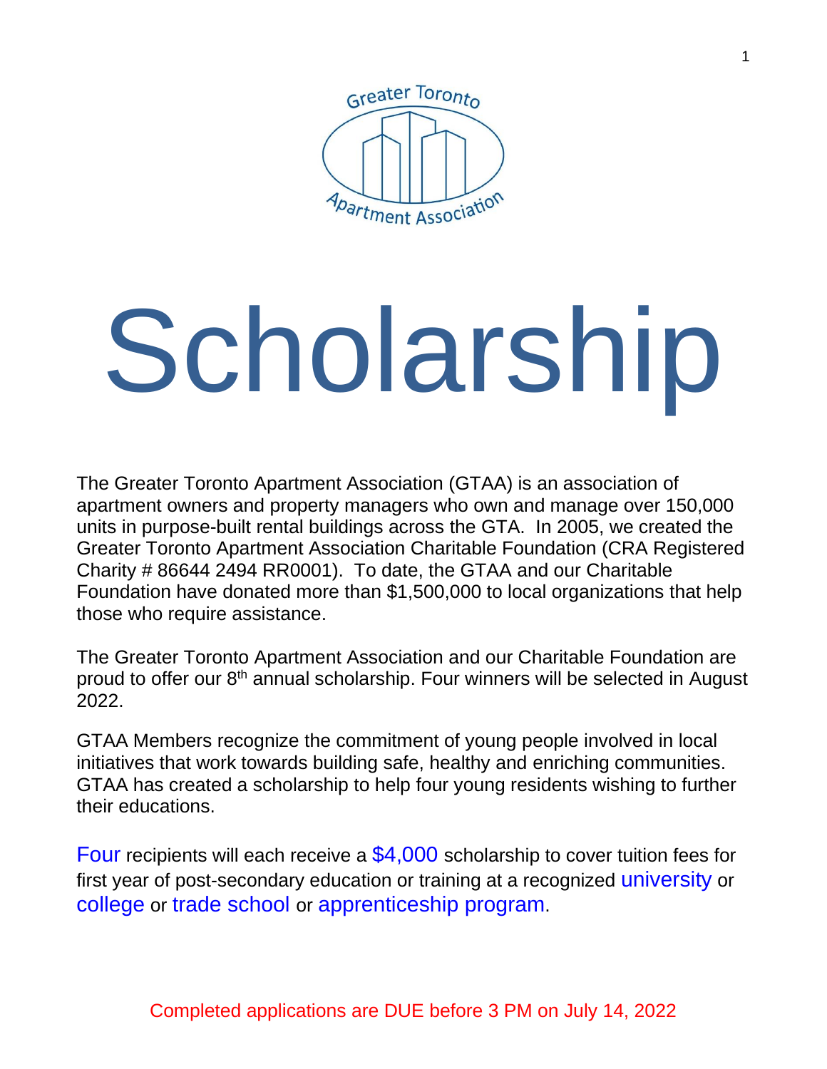Greater Toronto Apartment Association

# Scholarship

The Greater Toronto Apartment Association (GTAA) is an association of apartment owners and property managers who own and manage over 150,000 units in purpose-built rental buildings across the GTA. In 2005, we created the Greater Toronto Apartment Association Charitable Foundation (CRA Registered Charity # 86644 2494 RR0001). To date, the GTAA and our Charitable Foundation have donated more than $1,500,000 to local organizations that help those who require assistance.

The Greater Toronto Apartment Association and our Charitable Foundation are proud to offer our 8th annual scholarship. Four winners will be selected in August 2022.

GTAA Members recognize the commitment of young people involved in local initiatives that work towards building safe, healthy and enriching communities. GTAA has created a scholarship to help four young residents wishing to further their educations.

Four recipients will each receive a $4,000 scholarship to cover tuition fees for first year of post-secondary education or training at a recognized university or college or trade school or apprenticeship program.

Completed applications are DUE before 3 PM on July 14, 2022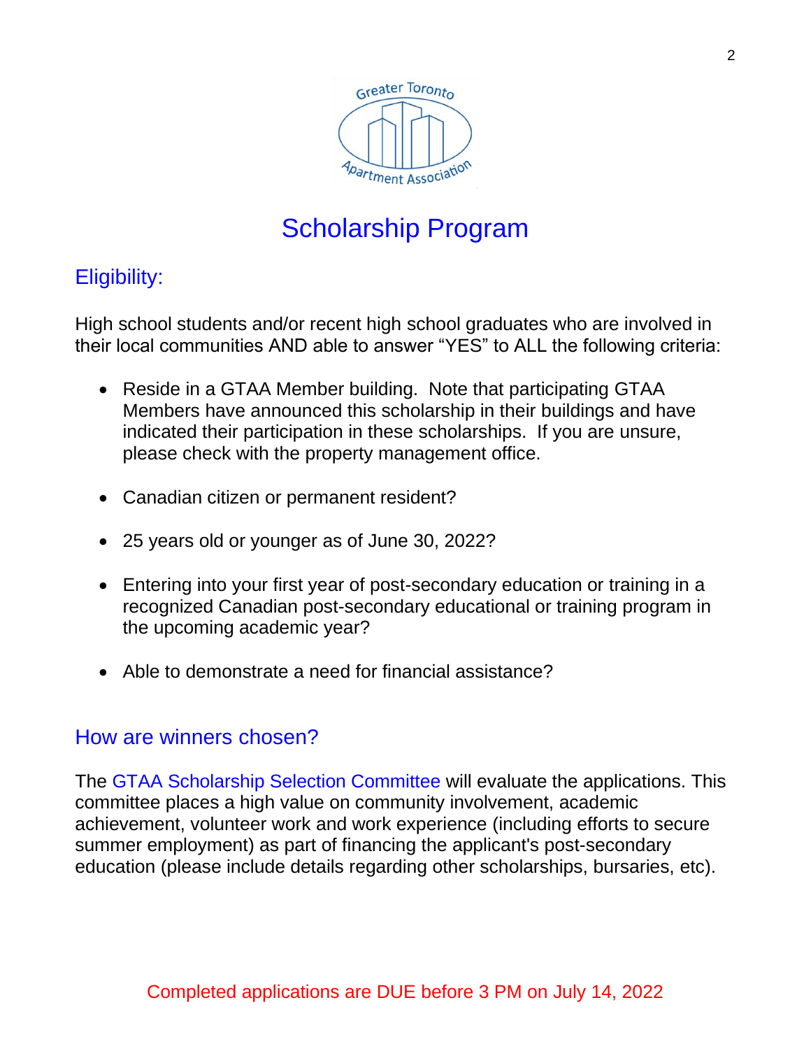# Scholarship Program

## Eligibility:

High school students and/or recent high school graduates who are involved in their local communities AND able to answer "YES" to ALL the following criteria:

- Reside in a GTAA Member building. Note that participating GTAA Members have announced this scholarship in their buildings and have indicated their participation in these scholarships. If you are unsure, please check with the property management office.
- Canadian citizen or permanent resident?
- 25 years old or younger as of June 30, 2022?
- Entering into your first year of post-secondary education or training in a recognized Canadian post-secondary educational or training program in the upcoming academic year?
- Able to demonstrate a need for financial assistance?

## How are winners chosen?

The GTAA Scholarship Selection Committee will evaluate the applications. This committee places a high value on community involvement, academic achievement, volunteer work and work experience (including efforts to secure summer employment) as part of financing the applicant's post-secondary education (please include details regarding other scholarships, bursaries, etc).

Completed applications are DUE before 3 PM on July 14, 2022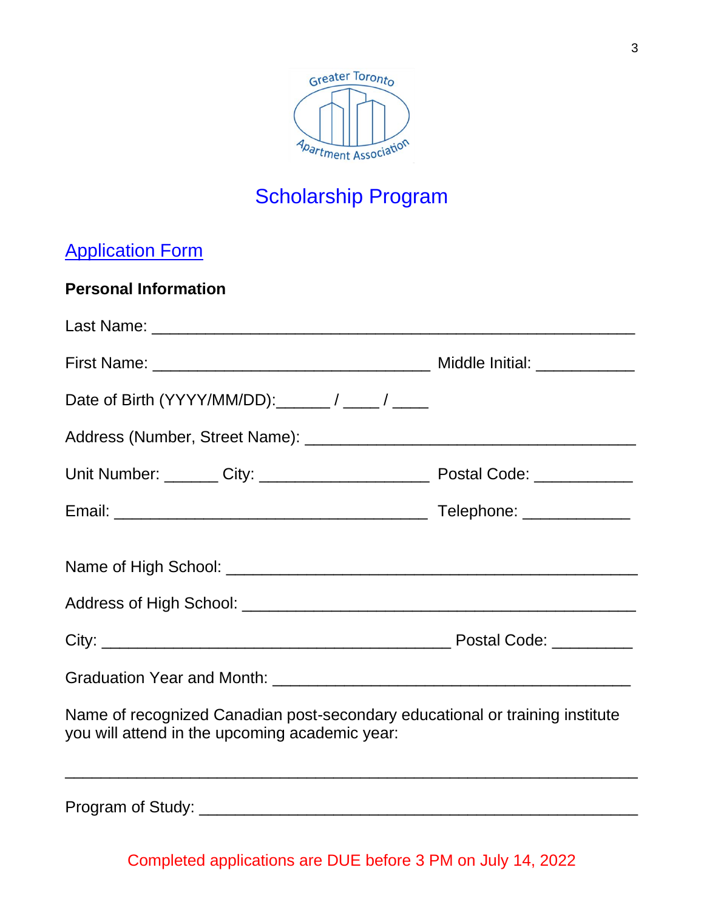# Scholarship Program

## Application Form

**Personal Information**

Last Name: ______________________________________________________

First Name: _________________________________ Middle Initial: ___________

Date of Birth (YYYY/MM/DD):______ / ____ / ____

Address (Number, Street Name): ______________________________________

Unit Number: ______ City: ____________________ Postal Code: ___________

Email: _____________________________________ Telephone: ____________

Name of High School: ________________________________________________

Address of High School: ______________________________________________

City: _________________________________________ Postal Code: _________

Graduation Year and Month: __________________________________________

Name of recognized Canadian post-secondary educational or training institute you will attend in the upcoming academic year:

_____________________________________________________________________

Program of Study: ___________________________________________________

Completed applications are DUE before 3 PM on July 14, 2022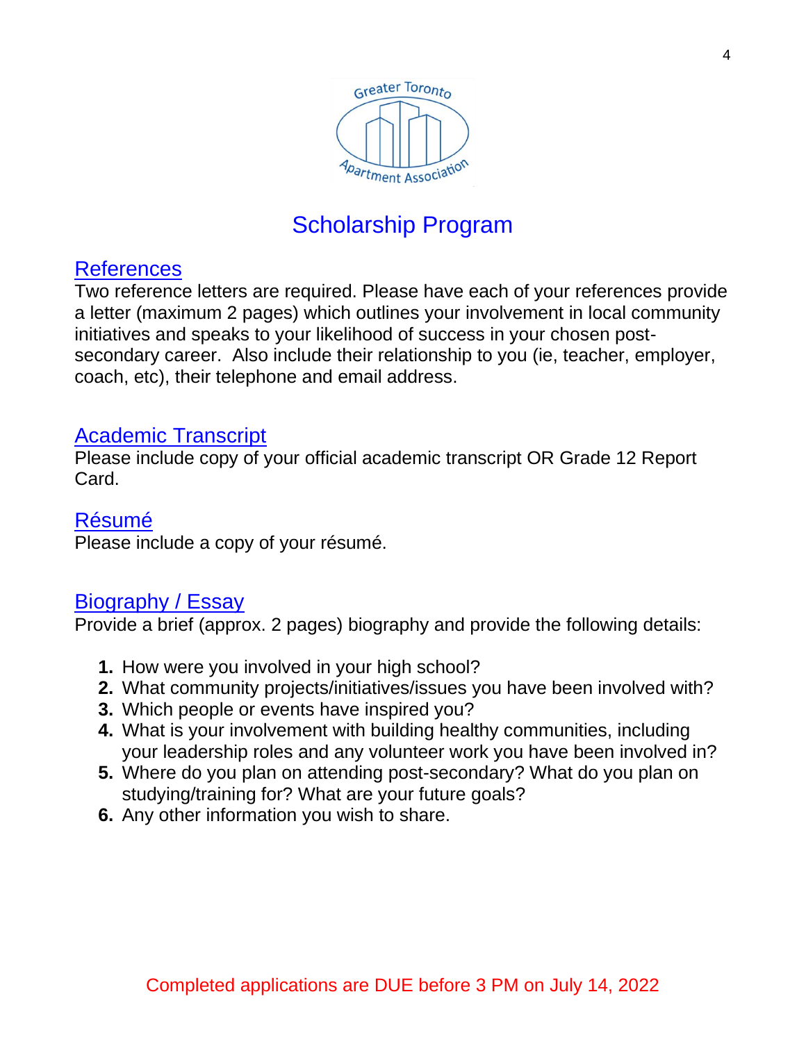# Scholarship Program

## References

Two reference letters are required. Please have each of your references provide a letter (maximum 2 pages) which outlines your involvement in local community initiatives and speaks to your likelihood of success in your chosen post-secondary career. Also include their relationship to you (ie, teacher, employer, coach, etc), their telephone and email address.

## Academic Transcript

Please include copy of your official academic transcript OR Grade 12 Report Card.

## Résumé

Please include a copy of your résumé.

## Biography / Essay

Provide a brief (approx. 2 pages) biography and provide the following details:

1. How were you involved in your high school?
2. What community projects/initiatives/issues you have been involved with?
3. Which people or events have inspired you?
4. What is your involvement with building healthy communities, including your leadership roles and any volunteer work you have been involved in?
5. Where do you plan on attending post-secondary? What do you plan on studying/training for? What are your future goals?
6. Any other information you wish to share.

Completed applications are DUE before 3 PM on July 14, 2022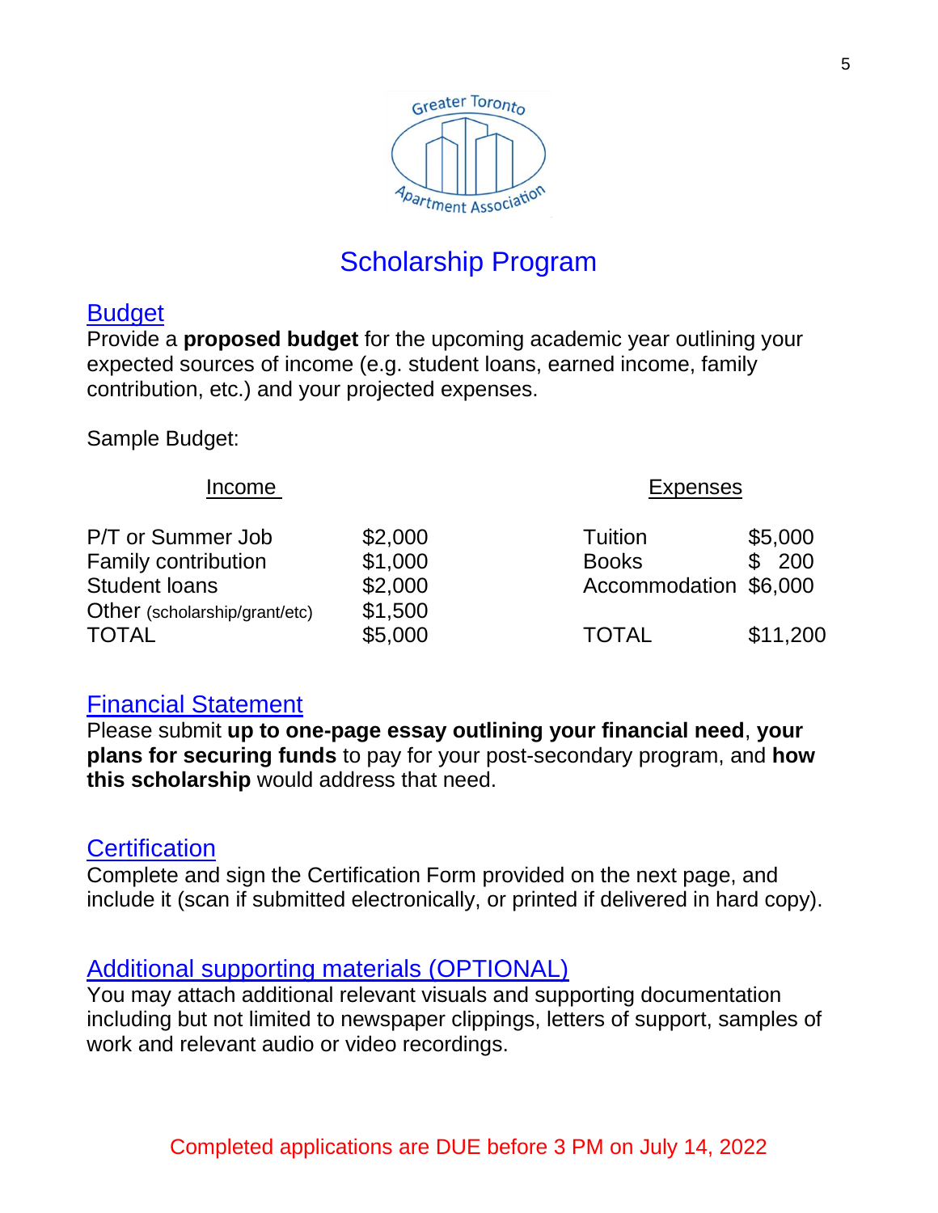## Scholarship Program

### Budget

Provide a **proposed budget** for the upcoming academic year outlining your expected sources of income (e.g. student loans, earned income, family contribution, etc.) and your projected expenses.

Sample Budget:

| Income | | Expenses | |
|---|---|---|---|
| P/T or Summer Job | $2,000 | Tuition | $5,000 |
| Family contribution | $1,000 | Books | $ 200 |
| Student loans | $2,000 | Accommodation | $6,000 |
| Other (scholarship/grant/etc) | $1,500 | | |
| TOTAL | $5,000 | TOTAL | $11,200 |

### Financial Statement

Please submit **up to one-page essay outlining your financial need**, **your plans for securing funds** to pay for your post-secondary program, and **how this scholarship** would address that need.

### Certification

Complete and sign the Certification Form provided on the next page, and include it (scan if submitted electronically, or printed if delivered in hard copy).

### Additional supporting materials (OPTIONAL)

You may attach additional relevant visuals and supporting documentation including but not limited to newspaper clippings, letters of support, samples of work and relevant audio or video recordings.

Completed applications are DUE before 3 PM on July 14, 2022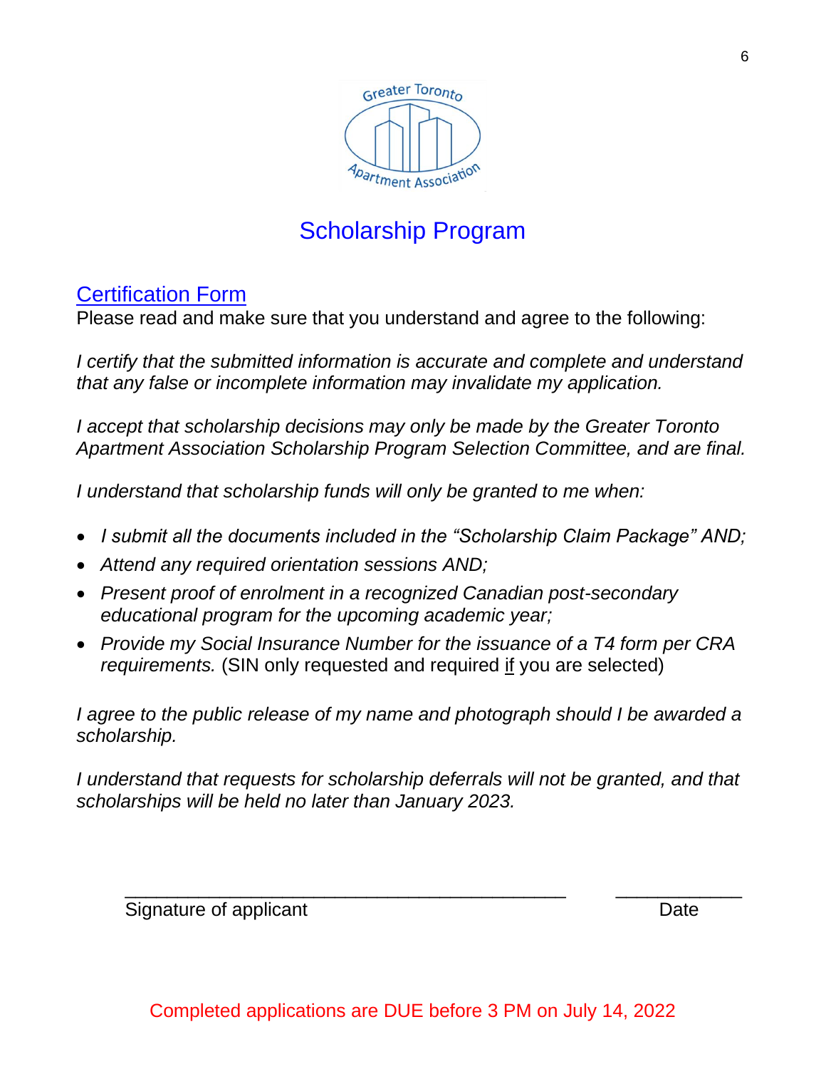# Scholarship Program

## Certification Form

Please read and make sure that you understand and agree to the following:

*I certify that the submitted information is accurate and complete and understand that any false or incomplete information may invalidate my application.*

*I accept that scholarship decisions may only be made by the Greater Toronto Apartment Association Scholarship Program Selection Committee, and are final.*

*I understand that scholarship funds will only be granted to me when:*

- *I submit all the documents included in the "Scholarship Claim Package" AND;*
- *Attend any required orientation sessions AND;*
- *Present proof of enrolment in a recognized Canadian post-secondary educational program for the upcoming academic year;*
- *Provide my Social Insurance Number for the issuance of a T4 form per CRA requirements.* (SIN only requested and required if you are selected)

*I agree to the public release of my name and photograph should I be awarded a scholarship.*

*I understand that requests for scholarship deferrals will not be granted, and that scholarships will be held no later than January 2023.*

\_\_\_\_\_\_\_\_\_\_\_\_\_\_\_\_\_\_\_\_\_\_\_\_\_\_\_\_\_\_\_\_\_\_\_\_\_\_\_\_\_\_\_\_ \_\_\_\_\_\_\_\_\_\_\_\_\_

Signature of applicant Date

Completed applications are DUE before 3 PM on July 14, 2022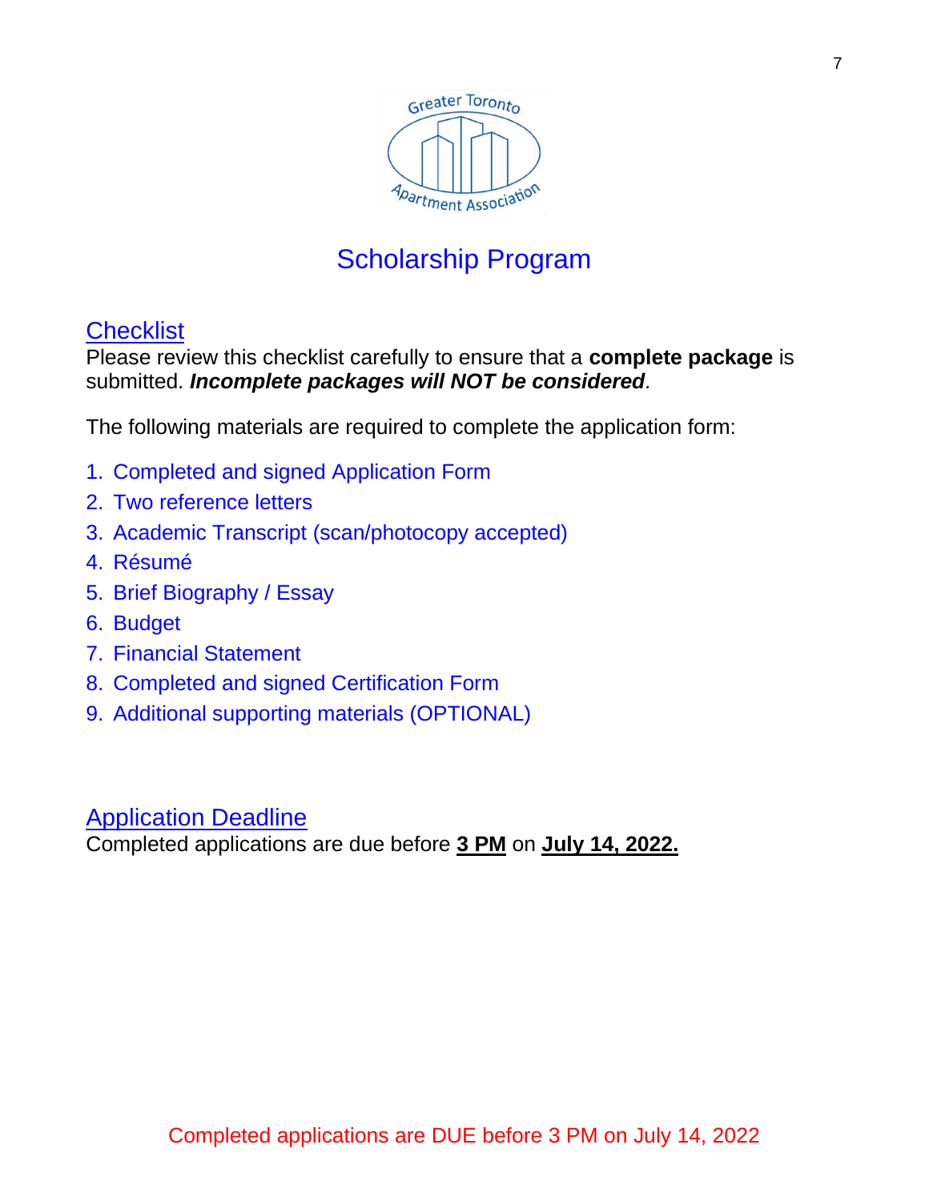Greater Toronto Apartment Association

# Scholarship Program

## Checklist

Please review this checklist carefully to ensure that a **complete package** is submitted. ***Incomplete packages will NOT be considered***.

The following materials are required to complete the application form:

1. Completed and signed Application Form
2. Two reference letters
3. Academic Transcript (scan/photocopy accepted)
4. Résumé
5. Brief Biography / Essay
6. Budget
7. Financial Statement
8. Completed and signed Certification Form
9. Additional supporting materials (OPTIONAL)

## Application Deadline

Completed applications are due before **3 PM** on **July 14, 2022.**

Completed applications are DUE before 3 PM on July 14, 2022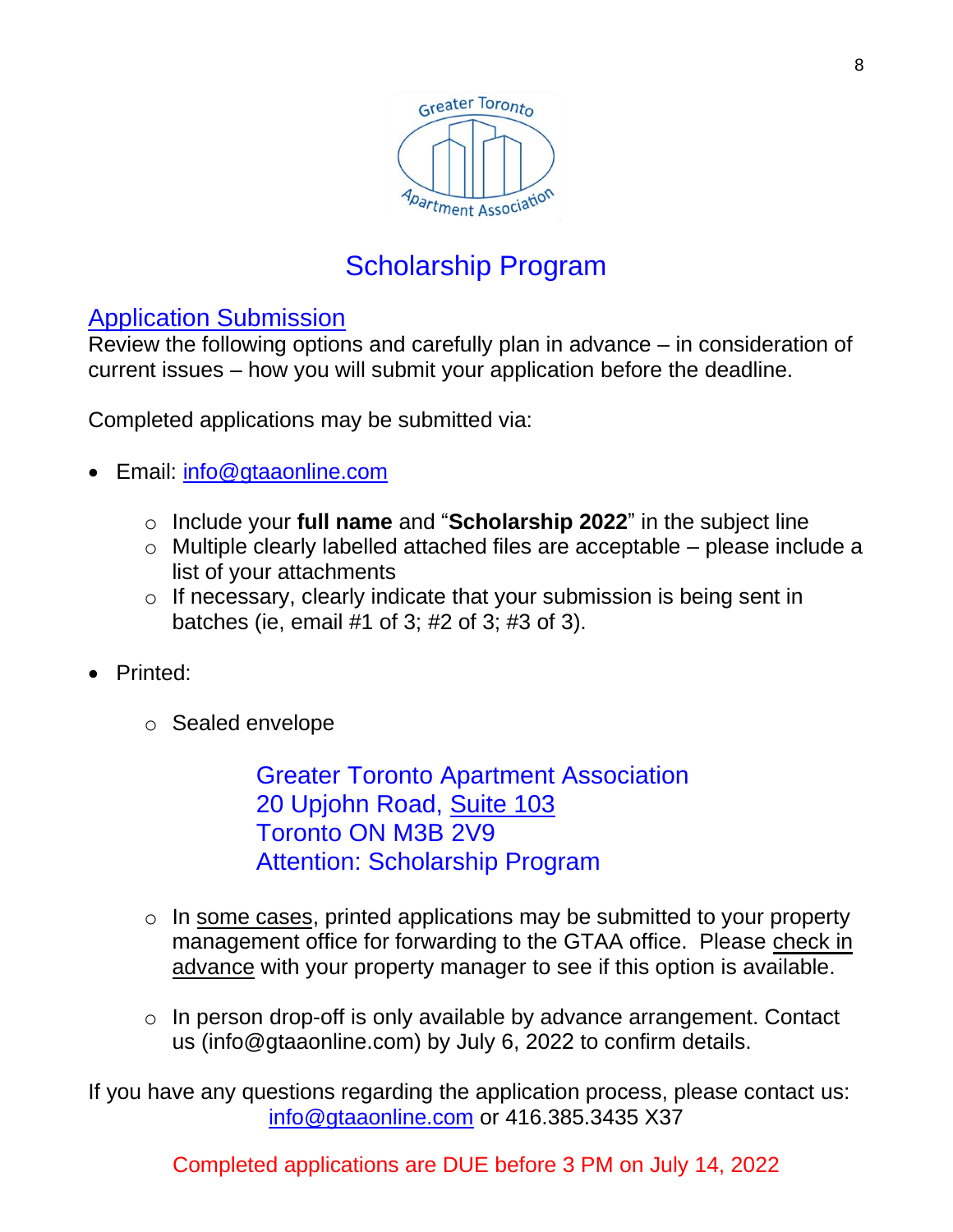# Scholarship Program

## Application Submission

Review the following options and carefully plan in advance – in consideration of current issues – how you will submit your application before the deadline.

Completed applications may be submitted via:

- Email: info@gtaaonline.com
  - Include your **full name** and "**Scholarship 2022**" in the subject line
  - Multiple clearly labelled attached files are acceptable – please include a list of your attachments
  - If necessary, clearly indicate that your submission is being sent in batches (ie, email #1 of 3; #2 of 3; #3 of 3).

- Printed:
  - Sealed envelope

    Greater Toronto Apartment Association
    20 Upjohn Road, Suite 103
    Toronto ON M3B 2V9
    Attention: Scholarship Program

  - In some cases, printed applications may be submitted to your property management office for forwarding to the GTAA office. Please check in advance with your property manager to see if this option is available.

  - In person drop-off is only available by advance arrangement. Contact us (info@gtaaonline.com) by July 6, 2022 to confirm details.

If you have any questions regarding the application process, please contact us: info@gtaaonline.com or 416.385.3435 X37

Completed applications are DUE before 3 PM on July 14, 2022